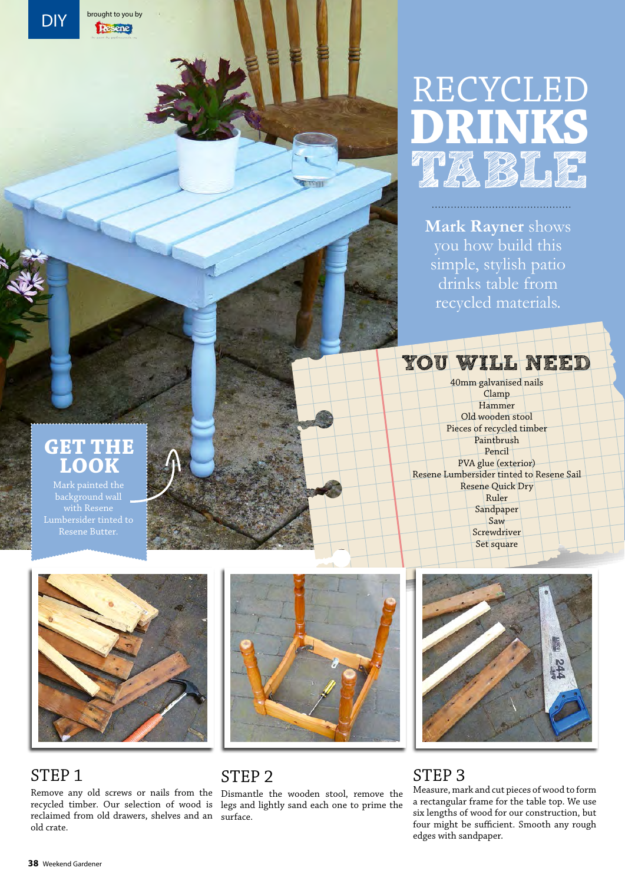DIY

brought to you by Resene

# RECYCLED DRINKS TABLE

**Mark Rayner** shows you how build this simple, stylish patio drinks table from recycled materials.

## GET THE LOOK

Mark painted the background wall with Resene Lumbersider tinted to Resene Butter.

## YOU WILL NEED

- 40mm galvanised nails
- Clamp
- Hammer
- Old wooden stool
- Pieces of recycled timber
- Paintbrush
- Pencil
- PVA glue (exterior)
- Resene Lumbersider tinted to Resene Sail
- Resene Quick Dry
- Ruler
- Sandpaper
- Saw
- Screwdriver
- Set square

## STEP 1

Remove any old screws or nails from the recycled timber. Our selection of wood is reclaimed from old drawers, shelves and an old crate.

## STEP 2

Dismantle the wooden stool, remove the legs and lightly sand each one to prime the surface.

## STEP 3

Measure, mark and cut pieces of wood to form a rectangular frame for the table top. We use six lengths of wood for our construction, but four might be sufficient. Smooth any rough edges with sandpaper.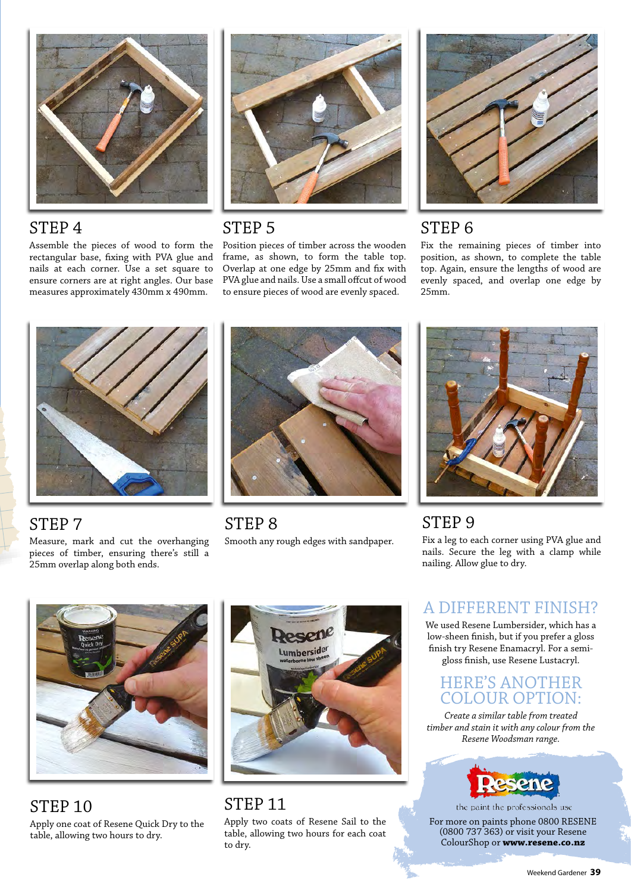## STEP 4

Assemble the pieces of wood to form the rectangular base, fixing with PVA glue and nails at each corner. Use a set square to ensure corners are at right angles. Our base measures approximately 430mm x 490mm.

## STEP 5

Position pieces of timber across the wooden frame, as shown, to form the table top. Overlap at one edge by 25mm and fix with PVA glue and nails. Use a small offcut of wood to ensure pieces of wood are evenly spaced.

## STEP 6

Fix the remaining pieces of timber into position, as shown, to complete the table top. Again, ensure the lengths of wood are evenly spaced, and overlap one edge by 25mm.

## STEP 7

Measure, mark and cut the overhanging pieces of timber, ensuring there's still a 25mm overlap along both ends.

## STEP 8

Smooth any rough edges with sandpaper.

## STEP 9

Fix a leg to each corner using PVA glue and nails. Secure the leg with a clamp while nailing. Allow glue to dry.

## STEP 10

Apply one coat of Resene Quick Dry to the table, allowing two hours to dry.

## STEP 11

Apply two coats of Resene Sail to the table, allowing two hours for each coat to dry.

## A DIFFERENT FINISH?

We used Resene Lumbersider, which has a low-sheen finish, but if you prefer a gloss finish try Resene Enamacryl. For a semi-gloss finish, use Resene Lustacryl.

## HERE'S ANOTHER COLOUR OPTION:

*Create a similar table from treated timber and stain it with any colour from the Resene Woodsman range.*

Resene

the paint the professionals use

For more on paints phone 0800 RESENE (0800 737 363) or visit your Resene ColourShop or **www.resene.co.nz**